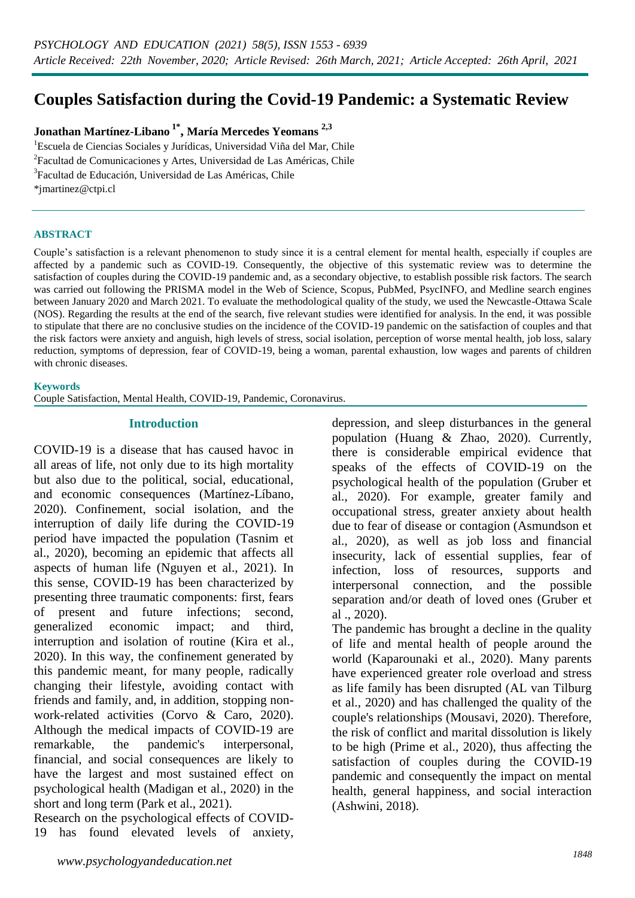# Couples Satisfaction during the Covid-19 Pandemic: a Systematic Review

**Jonathan Martínez-Libano [1*], María Mercedes Yeomans [2,3]**

[1]Escuela de Ciencias Sociales y Jurídicas, Universidad Viña del Mar, Chile
[2]Facultad de Comunicaciones y Artes, Universidad de Las Américas, Chile
[3]Facultad de Educación, Universidad de Las Américas, Chile
*jmartinez@ctpi.cl

## ABSTRACT

Couple's satisfaction is a relevant phenomenon to study since it is a central element for mental health, especially if couples are affected by a pandemic such as COVID-19. Consequently, the objective of this systematic review was to determine the satisfaction of couples during the COVID-19 pandemic and, as a secondary objective, to establish possible risk factors. The search was carried out following the PRISMA model in the Web of Science, Scopus, PubMed, PsycINFO, and Medline search engines between January 2020 and March 2021. To evaluate the methodological quality of the study, we used the Newcastle-Ottawa Scale (NOS). Regarding the results at the end of the search, five relevant studies were identified for analysis. In the end, it was possible to stipulate that there are no conclusive studies on the incidence of the COVID-19 pandemic on the satisfaction of couples and that the risk factors were anxiety and anguish, high levels of stress, social isolation, perception of worse mental health, job loss, salary reduction, symptoms of depression, fear of COVID-19, being a woman, parental exhaustion, low wages and parents of children with chronic diseases.

**Keywords**
Couple Satisfaction, Mental Health, COVID-19, Pandemic, Coronavirus.

## Introduction

COVID-19 is a disease that has caused havoc in all areas of life, not only due to its high mortality but also due to the political, social, educational, and economic consequences (Martínez-Líbano, 2020). Confinement, social isolation, and the interruption of daily life during the COVID-19 period have impacted the population (Tasnim et al., 2020), becoming an epidemic that affects all aspects of human life (Nguyen et al., 2021). In this sense, COVID-19 has been characterized by presenting three traumatic components: first, fears of present and future infections; second, generalized economic impact; and third, interruption and isolation of routine (Kira et al., 2020). In this way, the confinement generated by this pandemic meant, for many people, radically changing their lifestyle, avoiding contact with friends and family, and, in addition, stopping non-work-related activities (Corvo & Caro, 2020). Although the medical impacts of COVID-19 are remarkable, the pandemic's interpersonal, financial, and social consequences are likely to have the largest and most sustained effect on psychological health (Madigan et al., 2020) in the short and long term (Park et al., 2021).

Research on the psychological effects of COVID-19 has found elevated levels of anxiety, depression, and sleep disturbances in the general population (Huang & Zhao, 2020). Currently, there is considerable empirical evidence that speaks of the effects of COVID-19 on the psychological health of the population (Gruber et al., 2020). For example, greater family and occupational stress, greater anxiety about health due to fear of disease or contagion (Asmundson et al., 2020), as well as job loss and financial insecurity, lack of essential supplies, fear of infection, loss of resources, supports and interpersonal connection, and the possible separation and/or death of loved ones (Gruber et al ., 2020).

The pandemic has brought a decline in the quality of life and mental health of people around the world (Kaparounaki et al., 2020). Many parents have experienced greater role overload and stress as life family has been disrupted (AL van Tilburg et al., 2020) and has challenged the quality of the couple's relationships (Mousavi, 2020). Therefore, the risk of conflict and marital dissolution is likely to be high (Prime et al., 2020), thus affecting the satisfaction of couples during the COVID-19 pandemic and consequently the impact on mental health, general happiness, and social interaction (Ashwini, 2018).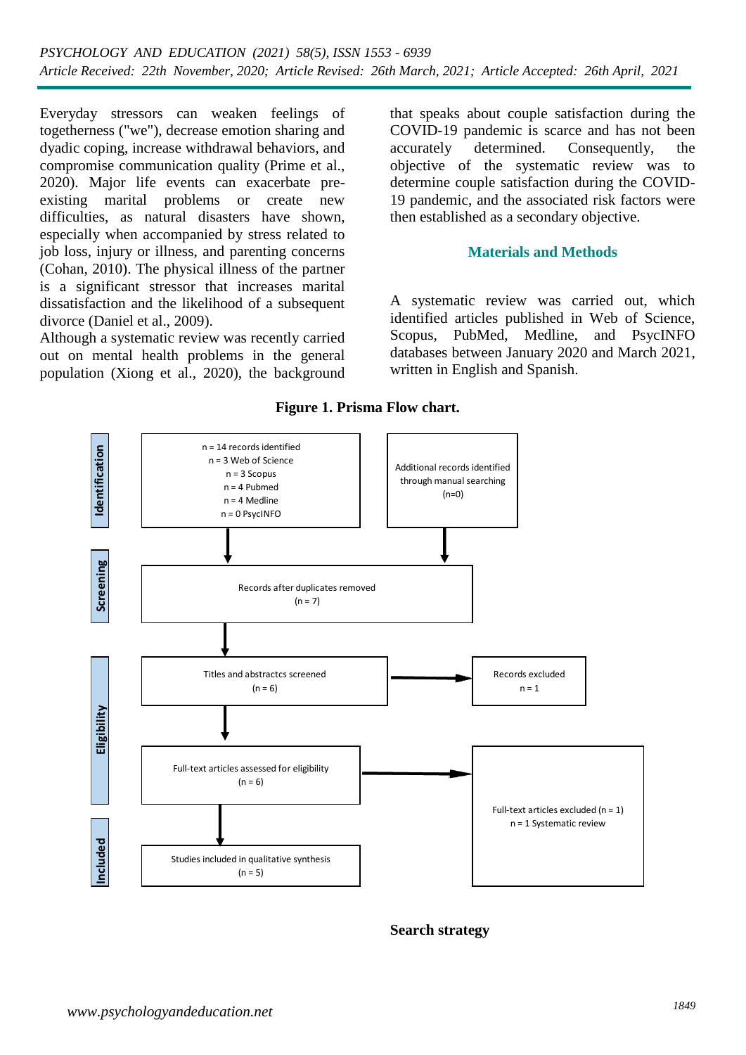Everyday stressors can weaken feelings of togetherness ("we"), decrease emotion sharing and dyadic coping, increase withdrawal behaviors, and compromise communication quality (Prime et al., 2020). Major life events can exacerbate pre-existing marital problems or create new difficulties, as natural disasters have shown, especially when accompanied by stress related to job loss, injury or illness, and parenting concerns (Cohan, 2010). The physical illness of the partner is a significant stressor that increases marital dissatisfaction and the likelihood of a subsequent divorce (Daniel et al., 2009).

Although a systematic review was recently carried out on mental health problems in the general population (Xiong et al., 2020), the background that speaks about couple satisfaction during the COVID-19 pandemic is scarce and has not been accurately determined. Consequently, the objective of the systematic review was to determine couple satisfaction during the COVID-19 pandemic, and the associated risk factors were then established as a secondary objective.

## Materials and Methods

A systematic review was carried out, which identified articles published in Web of Science, Scopus, PubMed, Medline, and PsycINFO databases between January 2020 and March 2021, written in English and Spanish.

**Figure 1. Prisma Flow chart.**

**Identification**

- n = 14 records identified
  - n = 3 Web of Science
  - n = 3 Scopus
  - n = 4 Pubmed
  - n = 4 Medline
  - n = 0 PsycINFO
- Additional records identified through manual searching (n=0)

**Screening**

- Records after duplicates removed (n = 7)

**Eligibility**

- Titles and abstractcs screened (n = 6) → Records excluded n = 1
- Full-text articles assessed for eligibility (n = 6) → Full-text articles excluded (n = 1), n = 1 Systematic review

**Included**

- Studies included in qualitative synthesis (n = 5)

**Search strategy**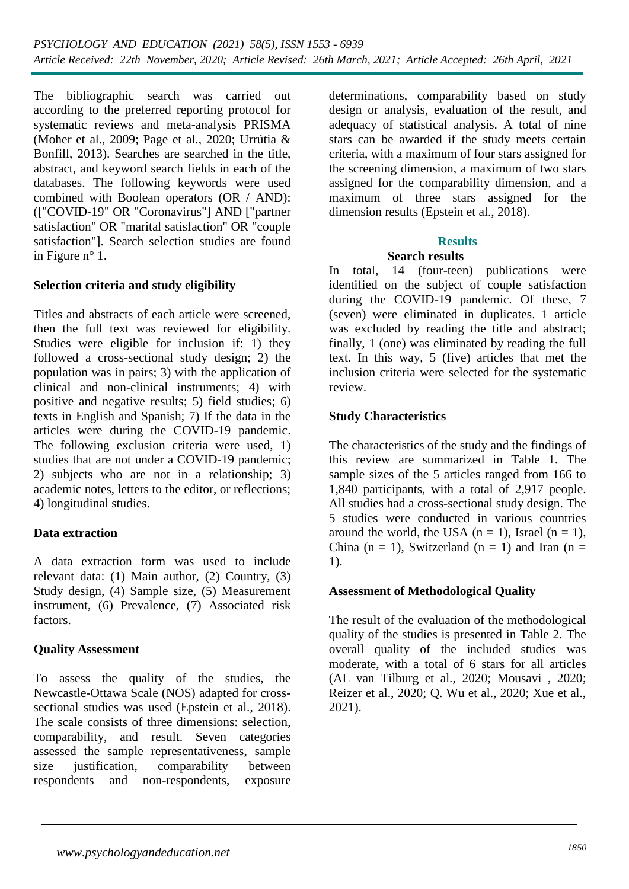The bibliographic search was carried out according to the preferred reporting protocol for systematic reviews and meta-analysis PRISMA (Moher et al., 2009; Page et al., 2020; Urrútia & Bonfill, 2013). Searches are searched in the title, abstract, and keyword search fields in each of the databases. The following keywords were used combined with Boolean operators (OR / AND): (["COVID-19" OR "Coronavirus"] AND ["partner satisfaction" OR "marital satisfaction" OR "couple satisfaction"]. Search selection studies are found in Figure n° 1.

### Selection criteria and study eligibility

Titles and abstracts of each article were screened, then the full text was reviewed for eligibility. Studies were eligible for inclusion if: 1) they followed a cross-sectional study design; 2) the population was in pairs; 3) with the application of clinical and non-clinical instruments; 4) with positive and negative results; 5) field studies; 6) texts in English and Spanish; 7) If the data in the articles were during the COVID-19 pandemic. The following exclusion criteria were used, 1) studies that are not under a COVID-19 pandemic; 2) subjects who are not in a relationship; 3) academic notes, letters to the editor, or reflections; 4) longitudinal studies.

### Data extraction

A data extraction form was used to include relevant data: (1) Main author, (2) Country, (3) Study design, (4) Sample size, (5) Measurement instrument, (6) Prevalence, (7) Associated risk factors.

### Quality Assessment

To assess the quality of the studies, the Newcastle-Ottawa Scale (NOS) adapted for cross-sectional studies was used (Epstein et al., 2018). The scale consists of three dimensions: selection, comparability, and result. Seven categories assessed the sample representativeness, sample size justification, comparability between respondents and non-respondents, exposure determinations, comparability based on study design or analysis, evaluation of the result, and adequacy of statistical analysis. A total of nine stars can be awarded if the study meets certain criteria, with a maximum of four stars assigned for the screening dimension, a maximum of two stars assigned for the comparability dimension, and a maximum of three stars assigned for the dimension results (Epstein et al., 2018).

## Results

### Search results

In total, 14 (four-teen) publications were identified on the subject of couple satisfaction during the COVID-19 pandemic. Of these, 7 (seven) were eliminated in duplicates. 1 article was excluded by reading the title and abstract; finally, 1 (one) was eliminated by reading the full text. In this way, 5 (five) articles that met the inclusion criteria were selected for the systematic review.

### Study Characteristics

The characteristics of the study and the findings of this review are summarized in Table 1. The sample sizes of the 5 articles ranged from 166 to 1,840 participants, with a total of 2,917 people. All studies had a cross-sectional study design. The 5 studies were conducted in various countries around the world, the USA (n = 1), Israel (n = 1), China (n = 1), Switzerland (n = 1) and Iran (n = 1).

### Assessment of Methodological Quality

The result of the evaluation of the methodological quality of the studies is presented in Table 2. The overall quality of the included studies was moderate, with a total of 6 stars for all articles (AL van Tilburg et al., 2020; Mousavi , 2020; Reizer et al., 2020; Q. Wu et al., 2020; Xue et al., 2021).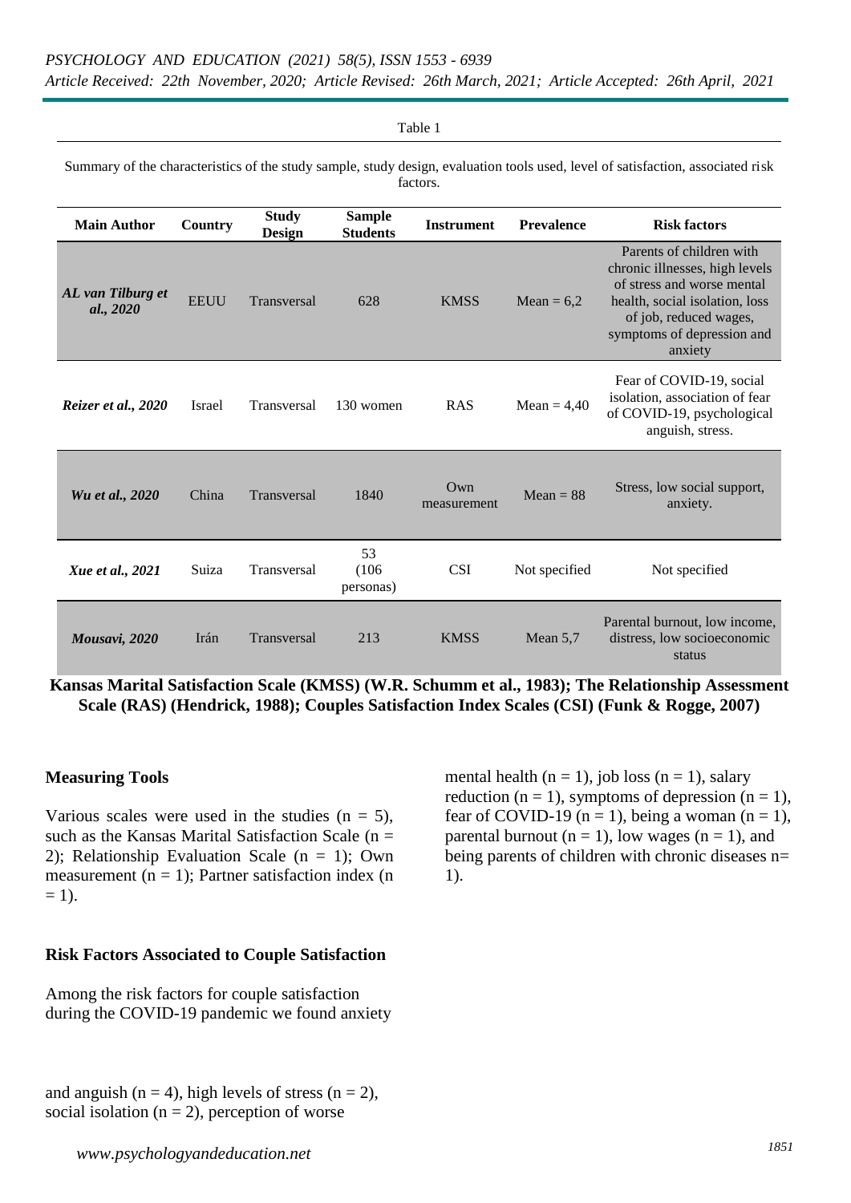Table 1

Summary of the characteristics of the study sample, study design, evaluation tools used, level of satisfaction, associated risk factors.

| Main Author | Country | Study Design | Sample Students | Instrument | Prevalence | Risk factors |
|---|---|---|---|---|---|---|
| *AL van Tilburg et al., 2020* | EEUU | Transversal | 628 | KMSS | Mean = 6,2 | Parents of children with chronic illnesses, high levels of stress and worse mental health, social isolation, loss of job, reduced wages, symptoms of depression and anxiety |
| *Reizer et al., 2020* | Israel | Transversal | 130 women | RAS | Mean = 4,40 | Fear of COVID-19, social isolation, association of fear of COVID-19, psychological anguish, stress. |
| *Wu et al., 2020* | China | Transversal | 1840 | Own measurement | Mean = 88 | Stress, low social support, anxiety. |
| *Xue et al., 2021* | Suiza | Transversal | 53 (106 personas) | CSI | Not specified | Not specified |
| *Mousavi, 2020* | Irán | Transversal | 213 | KMSS | Mean 5,7 | Parental burnout, low income, distress, low socioeconomic status |

**Kansas Marital Satisfaction Scale (KMSS) (W.R. Schumm et al., 1983); The Relationship Assessment Scale (RAS) (Hendrick, 1988); Couples Satisfaction Index Scales (CSI) (Funk & Rogge, 2007)**

## Measuring Tools

Various scales were used in the studies (n = 5), such as the Kansas Marital Satisfaction Scale (n = 2); Relationship Evaluation Scale (n = 1); Own measurement (n = 1); Partner satisfaction index (n = 1).

## Risk Factors Associated to Couple Satisfaction

Among the risk factors for couple satisfaction during the COVID-19 pandemic we found anxiety and anguish (n = 4), high levels of stress (n = 2), social isolation (n = 2), perception of worse mental health (n = 1), job loss (n = 1), salary reduction (n = 1), symptoms of depression (n = 1), fear of COVID-19 (n = 1), being a woman (n = 1), parental burnout (n = 1), low wages (n = 1), and being parents of children with chronic diseases n= 1).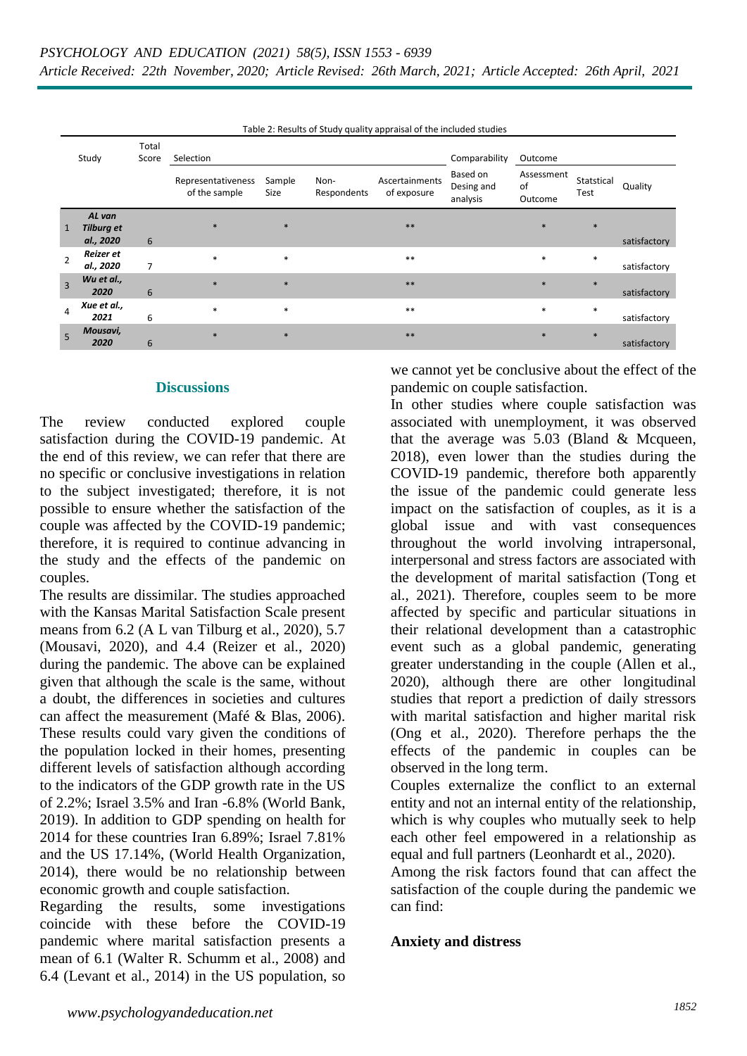Table 2: Results of Study quality appraisal of the included studies

| | Study | Total Score | Selection | | | | Comparability | Outcome | | |
|---|---|---|---|---|---|---|---|---|---|---|
| | | | Representativeness of the sample | Sample Size | Non-Respondents | Ascertainments of exposure | Based on Desing and analysis | Assessment of Outcome | Statstical Test | Quality |
| 1 | ***AL van Tilburg et al., 2020*** | 6 | * | * | | ** | | * | * | satisfactory |
| 2 | ***Reizer et al., 2020*** | 7 | * | * | | ** | | * | * | satisfactory |
| 3 | ***Wu et al., 2020*** | 6 | * | * | | ** | | * | * | satisfactory |
| 4 | ***Xue et al., 2021*** | 6 | * | * | | ** | | * | * | satisfactory |
| 5 | ***Mousavi, 2020*** | 6 | * | * | | ** | | * | * | satisfactory |

## Discussions

The review conducted explored couple satisfaction during the COVID-19 pandemic. At the end of this review, we can refer that there are no specific or conclusive investigations in relation to the subject investigated; therefore, it is not possible to ensure whether the satisfaction of the couple was affected by the COVID-19 pandemic; therefore, it is required to continue advancing in the study and the effects of the pandemic on couples.

The results are dissimilar. The studies approached with the Kansas Marital Satisfaction Scale present means from 6.2 (A L van Tilburg et al., 2020), 5.7 (Mousavi, 2020), and 4.4 (Reizer et al., 2020) during the pandemic. The above can be explained given that although the scale is the same, without a doubt, the differences in societies and cultures can affect the measurement (Mafé & Blas, 2006). These results could vary given the conditions of the population locked in their homes, presenting different levels of satisfaction although according to the indicators of the GDP growth rate in the US of 2.2%; Israel 3.5% and Iran -6.8% (World Bank, 2019). In addition to GDP spending on health for 2014 for these countries Iran 6.89%; Israel 7.81% and the US 17.14%, (World Health Organization, 2014), there would be no relationship between economic growth and couple satisfaction.

Regarding the results, some investigations coincide with these before the COVID-19 pandemic where marital satisfaction presents a mean of 6.1 (Walter R. Schumm et al., 2008) and 6.4 (Levant et al., 2014) in the US population, so we cannot yet be conclusive about the effect of the pandemic on couple satisfaction.

In other studies where couple satisfaction was associated with unemployment, it was observed that the average was 5.03 (Bland & Mcqueen, 2018), even lower than the studies during the COVID-19 pandemic, therefore both apparently the issue of the pandemic could generate less impact on the satisfaction of couples, as it is a global issue and with vast consequences throughout the world involving intrapersonal, interpersonal and stress factors are associated with the development of marital satisfaction (Tong et al., 2021). Therefore, couples seem to be more affected by specific and particular situations in their relational development than a catastrophic event such as a global pandemic, generating greater understanding in the couple (Allen et al., 2020), although there are other longitudinal studies that report a prediction of daily stressors with marital satisfaction and higher marital risk (Ong et al., 2020). Therefore perhaps the the effects of the pandemic in couples can be observed in the long term.

Couples externalize the conflict to an external entity and not an internal entity of the relationship, which is why couples who mutually seek to help each other feel empowered in a relationship as equal and full partners (Leonhardt et al., 2020).

Among the risk factors found that can affect the satisfaction of the couple during the pandemic we can find:

### Anxiety and distress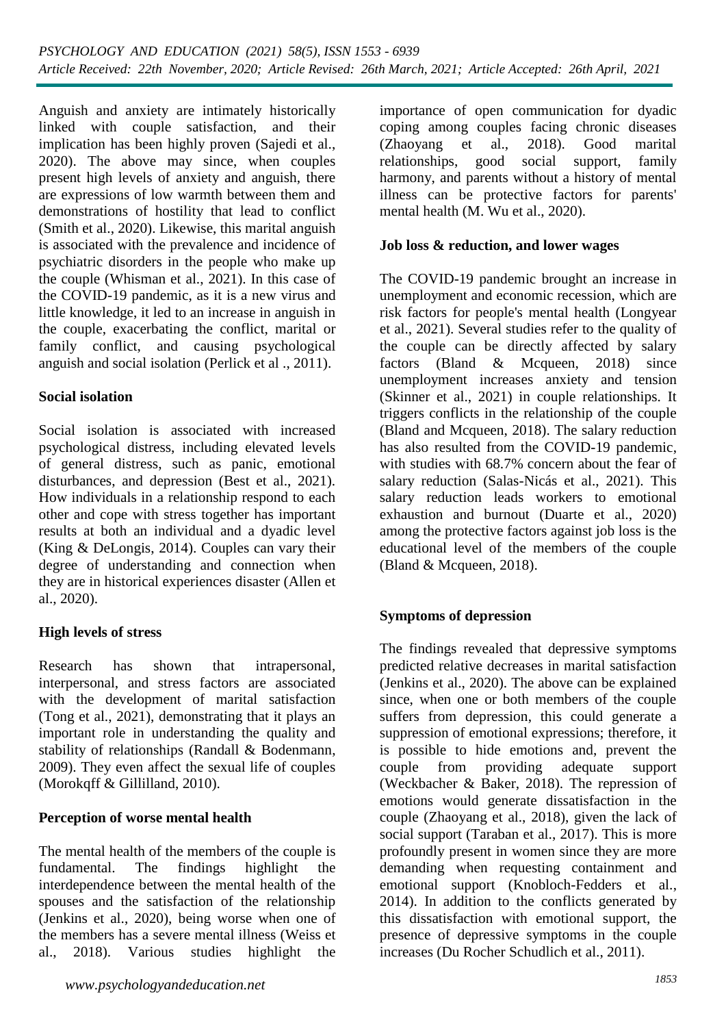Anguish and anxiety are intimately historically linked with couple satisfaction, and their implication has been highly proven (Sajedi et al., 2020). The above may since, when couples present high levels of anxiety and anguish, there are expressions of low warmth between them and demonstrations of hostility that lead to conflict (Smith et al., 2020). Likewise, this marital anguish is associated with the prevalence and incidence of psychiatric disorders in the people who make up the couple (Whisman et al., 2021). In this case of the COVID-19 pandemic, as it is a new virus and little knowledge, it led to an increase in anguish in the couple, exacerbating the conflict, marital or family conflict, and causing psychological anguish and social isolation (Perlick et al ., 2011).

**Social isolation**

Social isolation is associated with increased psychological distress, including elevated levels of general distress, such as panic, emotional disturbances, and depression (Best et al., 2021). How individuals in a relationship respond to each other and cope with stress together has important results at both an individual and a dyadic level (King & DeLongis, 2014). Couples can vary their degree of understanding and connection when they are in historical experiences disaster (Allen et al., 2020).

**High levels of stress**

Research has shown that intrapersonal, interpersonal, and stress factors are associated with the development of marital satisfaction (Tong et al., 2021), demonstrating that it plays an important role in understanding the quality and stability of relationships (Randall & Bodenmann, 2009). They even affect the sexual life of couples (Morokqff & Gillilland, 2010).

**Perception of worse mental health**

The mental health of the members of the couple is fundamental. The findings highlight the interdependence between the mental health of the spouses and the satisfaction of the relationship (Jenkins et al., 2020), being worse when one of the members has a severe mental illness (Weiss et al., 2018). Various studies highlight the importance of open communication for dyadic coping among couples facing chronic diseases (Zhaoyang et al., 2018). Good marital relationships, good social support, family harmony, and parents without a history of mental illness can be protective factors for parents' mental health (M. Wu et al., 2020).

**Job loss & reduction, and lower wages**

The COVID-19 pandemic brought an increase in unemployment and economic recession, which are risk factors for people's mental health (Longyear et al., 2021). Several studies refer to the quality of the couple can be directly affected by salary factors (Bland & Mcqueen, 2018) since unemployment increases anxiety and tension (Skinner et al., 2021) in couple relationships. It triggers conflicts in the relationship of the couple (Bland and Mcqueen, 2018). The salary reduction has also resulted from the COVID-19 pandemic, with studies with 68.7% concern about the fear of salary reduction (Salas-Nicás et al., 2021). This salary reduction leads workers to emotional exhaustion and burnout (Duarte et al., 2020) among the protective factors against job loss is the educational level of the members of the couple (Bland & Mcqueen, 2018).

**Symptoms of depression**

The findings revealed that depressive symptoms predicted relative decreases in marital satisfaction (Jenkins et al., 2020). The above can be explained since, when one or both members of the couple suffers from depression, this could generate a suppression of emotional expressions; therefore, it is possible to hide emotions and, prevent the couple from providing adequate support (Weckbacher & Baker, 2018). The repression of emotions would generate dissatisfaction in the couple (Zhaoyang et al., 2018), given the lack of social support (Taraban et al., 2017). This is more profoundly present in women since they are more demanding when requesting containment and emotional support (Knobloch-Fedders et al., 2014). In addition to the conflicts generated by this dissatisfaction with emotional support, the presence of depressive symptoms in the couple increases (Du Rocher Schudlich et al., 2011).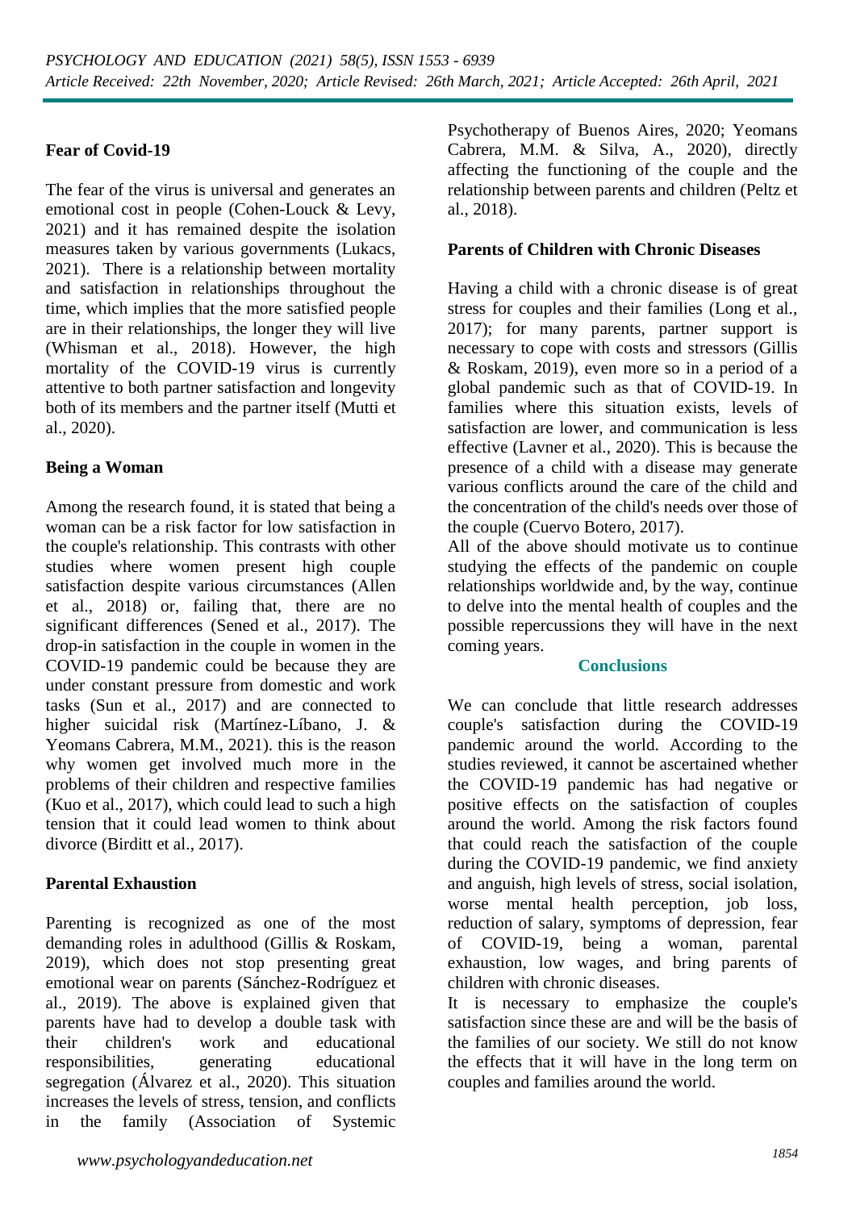### Fear of Covid-19

The fear of the virus is universal and generates an emotional cost in people (Cohen-Louck & Levy, 2021) and it has remained despite the isolation measures taken by various governments (Lukacs, 2021). There is a relationship between mortality and satisfaction in relationships throughout the time, which implies that the more satisfied people are in their relationships, the longer they will live (Whisman et al., 2018). However, the high mortality of the COVID-19 virus is currently attentive to both partner satisfaction and longevity both of its members and the partner itself (Mutti et al., 2020).

### Being a Woman

Among the research found, it is stated that being a woman can be a risk factor for low satisfaction in the couple's relationship. This contrasts with other studies where women present high couple satisfaction despite various circumstances (Allen et al., 2018) or, failing that, there are no significant differences (Sened et al., 2017). The drop-in satisfaction in the couple in women in the COVID-19 pandemic could be because they are under constant pressure from domestic and work tasks (Sun et al., 2017) and are connected to higher suicidal risk (Martínez-Líbano, J. & Yeomans Cabrera, M.M., 2021). this is the reason why women get involved much more in the problems of their children and respective families (Kuo et al., 2017), which could lead to such a high tension that it could lead women to think about divorce (Birditt et al., 2017).

### Parental Exhaustion

Parenting is recognized as one of the most demanding roles in adulthood (Gillis & Roskam, 2019), which does not stop presenting great emotional wear on parents (Sánchez-Rodríguez et al., 2019). The above is explained given that parents have had to develop a double task with their children's work and educational responsibilities, generating educational segregation (Álvarez et al., 2020). This situation increases the levels of stress, tension, and conflicts in the family (Association of Systemic Psychotherapy of Buenos Aires, 2020; Yeomans Cabrera, M.M. & Silva, A., 2020), directly affecting the functioning of the couple and the relationship between parents and children (Peltz et al., 2018).

### Parents of Children with Chronic Diseases

Having a child with a chronic disease is of great stress for couples and their families (Long et al., 2017); for many parents, partner support is necessary to cope with costs and stressors (Gillis & Roskam, 2019), even more so in a period of a global pandemic such as that of COVID-19. In families where this situation exists, levels of satisfaction are lower, and communication is less effective (Lavner et al., 2020). This is because the presence of a child with a disease may generate various conflicts around the care of the child and the concentration of the child's needs over those of the couple (Cuervo Botero, 2017).

All of the above should motivate us to continue studying the effects of the pandemic on couple relationships worldwide and, by the way, continue to delve into the mental health of couples and the possible repercussions they will have in the next coming years.

## Conclusions

We can conclude that little research addresses couple's satisfaction during the COVID-19 pandemic around the world. According to the studies reviewed, it cannot be ascertained whether the COVID-19 pandemic has had negative or positive effects on the satisfaction of couples around the world. Among the risk factors found that could reach the satisfaction of the couple during the COVID-19 pandemic, we find anxiety and anguish, high levels of stress, social isolation, worse mental health perception, job loss, reduction of salary, symptoms of depression, fear of COVID-19, being a woman, parental exhaustion, low wages, and bring parents of children with chronic diseases.

It is necessary to emphasize the couple's satisfaction since these are and will be the basis of the families of our society. We still do not know the effects that it will have in the long term on couples and families around the world.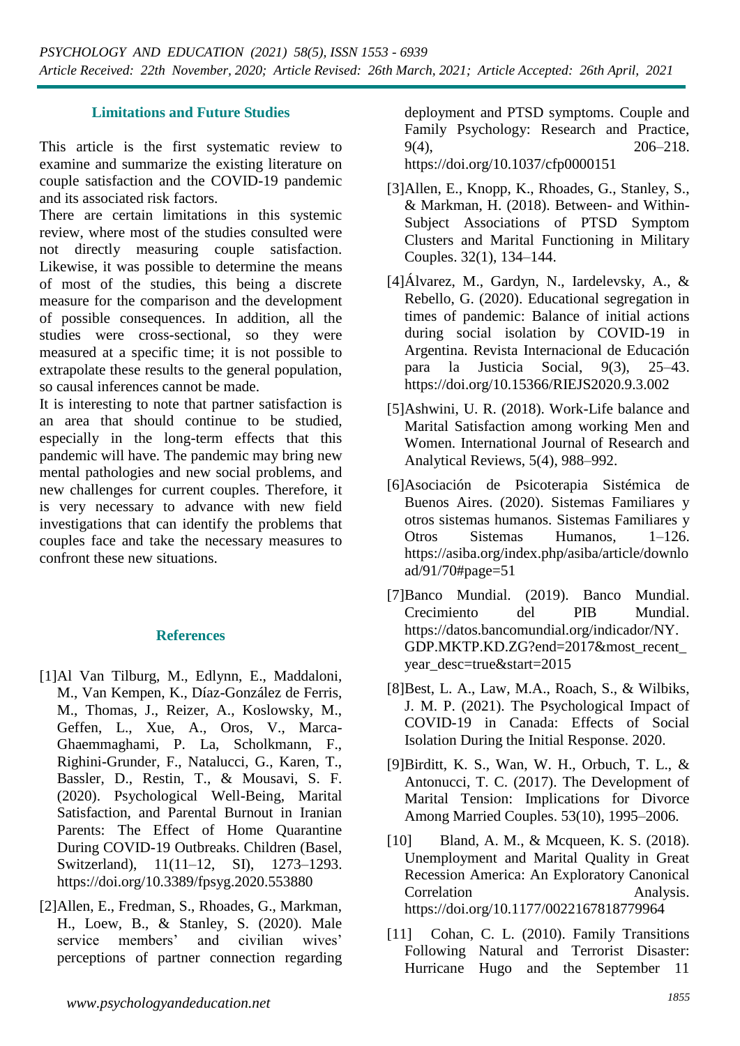## Limitations and Future Studies

This article is the first systematic review to examine and summarize the existing literature on couple satisfaction and the COVID-19 pandemic and its associated risk factors.

There are certain limitations in this systemic review, where most of the studies consulted were not directly measuring couple satisfaction. Likewise, it was possible to determine the means of most of the studies, this being a discrete measure for the comparison and the development of possible consequences. In addition, all the studies were cross-sectional, so they were measured at a specific time; it is not possible to extrapolate these results to the general population, so causal inferences cannot be made.

It is interesting to note that partner satisfaction is an area that should continue to be studied, especially in the long-term effects that this pandemic will have. The pandemic may bring new mental pathologies and new social problems, and new challenges for current couples. Therefore, it is very necessary to advance with new field investigations that can identify the problems that couples face and take the necessary measures to confront these new situations.

## References

[1]Al Van Tilburg, M., Edlynn, E., Maddaloni, M., Van Kempen, K., Díaz-González de Ferris, M., Thomas, J., Reizer, A., Koslowsky, M., Geffen, L., Xue, A., Oros, V., Marca-Ghaemmaghami, P. La, Scholkmann, F., Righini-Grunder, F., Natalucci, G., Karen, T., Bassler, D., Restin, T., & Mousavi, S. F. (2020). Psychological Well-Being, Marital Satisfaction, and Parental Burnout in Iranian Parents: The Effect of Home Quarantine During COVID-19 Outbreaks. Children (Basel, Switzerland), 11(11–12, SI), 1273–1293. https://doi.org/10.3389/fpsyg.2020.553880

[2]Allen, E., Fredman, S., Rhoades, G., Markman, H., Loew, B., & Stanley, S. (2020). Male service members' and civilian wives' perceptions of partner connection regarding deployment and PTSD symptoms. Couple and Family Psychology: Research and Practice, 9(4), 206–218. https://doi.org/10.1037/cfp0000151

[3]Allen, E., Knopp, K., Rhoades, G., Stanley, S., & Markman, H. (2018). Between- and Within-Subject Associations of PTSD Symptom Clusters and Marital Functioning in Military Couples. 32(1), 134–144.

[4]Álvarez, M., Gardyn, N., Iardelevsky, A., & Rebello, G. (2020). Educational segregation in times of pandemic: Balance of initial actions during social isolation by COVID-19 in Argentina. Revista Internacional de Educación para la Justicia Social, 9(3), 25–43. https://doi.org/10.15366/RIEJS2020.9.3.002

[5]Ashwini, U. R. (2018). Work-Life balance and Marital Satisfaction among working Men and Women. International Journal of Research and Analytical Reviews, 5(4), 988–992.

[6]Asociación de Psicoterapia Sistémica de Buenos Aires. (2020). Sistemas Familiares y otros sistemas humanos. Sistemas Familiares y Otros Sistemas Humanos, 1–126. https://asiba.org/index.php/asiba/article/download/91/70#page=51

[7]Banco Mundial. (2019). Banco Mundial. Crecimiento del PIB Mundial. https://datos.bancomundial.org/indicador/NY.GDP.MKTP.KD.ZG?end=2017&most_recent_year_desc=true&start=2015

[8]Best, L. A., Law, M.A., Roach, S., & Wilbiks, J. M. P. (2021). The Psychological Impact of COVID-19 in Canada: Effects of Social Isolation During the Initial Response. 2020.

[9]Birditt, K. S., Wan, W. H., Orbuch, T. L., & Antonucci, T. C. (2017). The Development of Marital Tension: Implications for Divorce Among Married Couples. 53(10), 1995–2006.

[10] Bland, A. M., & Mcqueen, K. S. (2018). Unemployment and Marital Quality in Great Recession America: An Exploratory Canonical Correlation Analysis. https://doi.org/10.1177/0022167818779964

[11] Cohan, C. L. (2010). Family Transitions Following Natural and Terrorist Disaster: Hurricane Hugo and the September 11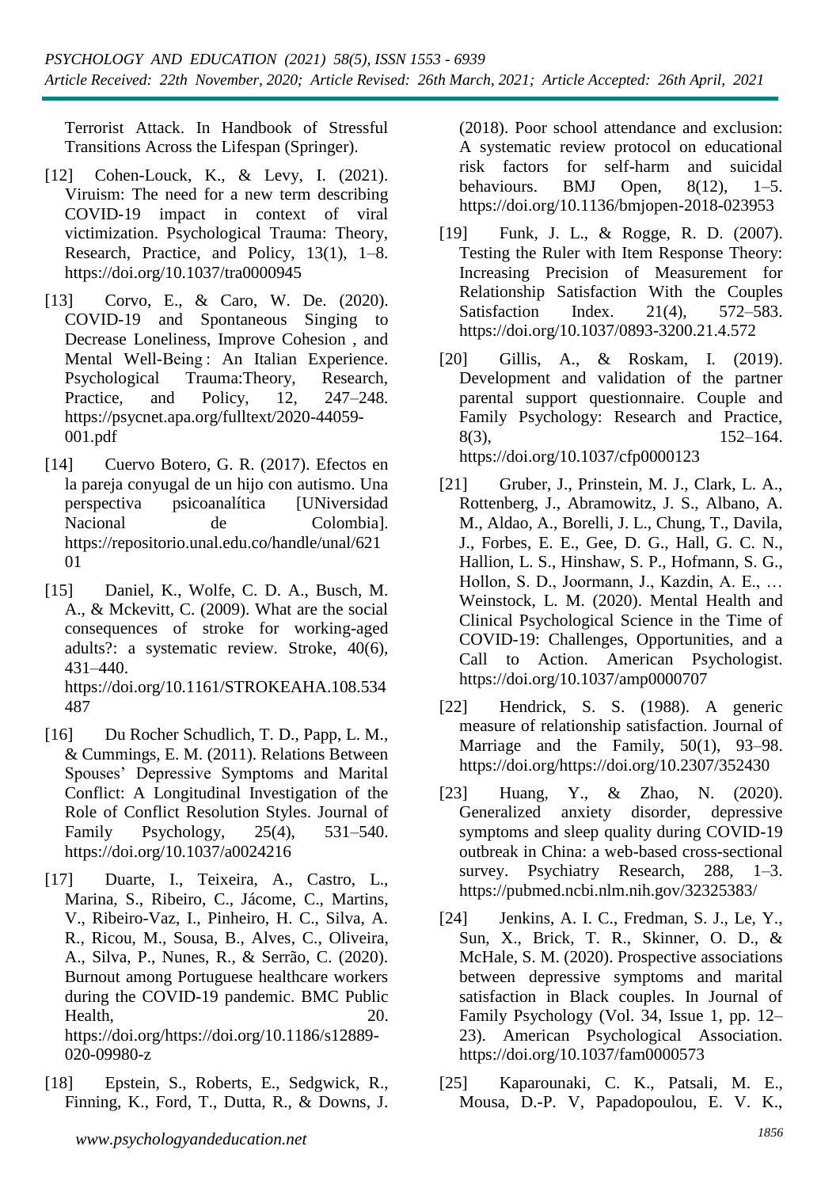Terrorist Attack. In Handbook of Stressful Transitions Across the Lifespan (Springer).

[12] Cohen-Louck, K., & Levy, I. (2021). Viruism: The need for a new term describing COVID-19 impact in context of viral victimization. Psychological Trauma: Theory, Research, Practice, and Policy, 13(1), 1–8. https://doi.org/10.1037/tra0000945

[13] Corvo, E., & Caro, W. De. (2020). COVID-19 and Spontaneous Singing to Decrease Loneliness, Improve Cohesion , and Mental Well-Being : An Italian Experience. Psychological Trauma:Theory, Research, Practice, and Policy, 12, 247–248. https://psycnet.apa.org/fulltext/2020-44059-001.pdf

[14] Cuervo Botero, G. R. (2017). Efectos en la pareja conyugal de un hijo con autismo. Una perspectiva psicoanalítica [UNiversidad Nacional de Colombia]. https://repositorio.unal.edu.co/handle/unal/62101

[15] Daniel, K., Wolfe, C. D. A., Busch, M. A., & Mckevitt, C. (2009). What are the social consequences of stroke for working-aged adults?: a systematic review. Stroke, 40(6), 431–440. https://doi.org/10.1161/STROKEAHA.108.534487

[16] Du Rocher Schudlich, T. D., Papp, L. M., & Cummings, E. M. (2011). Relations Between Spouses' Depressive Symptoms and Marital Conflict: A Longitudinal Investigation of the Role of Conflict Resolution Styles. Journal of Family Psychology, 25(4), 531–540. https://doi.org/10.1037/a0024216

[17] Duarte, I., Teixeira, A., Castro, L., Marina, S., Ribeiro, C., Jácome, C., Martins, V., Ribeiro-Vaz, I., Pinheiro, H. C., Silva, A. R., Ricou, M., Sousa, B., Alves, C., Oliveira, A., Silva, P., Nunes, R., & Serrão, C. (2020). Burnout among Portuguese healthcare workers during the COVID-19 pandemic. BMC Public Health, 20. https://doi.org/https://doi.org/10.1186/s12889-020-09980-z

[18] Epstein, S., Roberts, E., Sedgwick, R., Finning, K., Ford, T., Dutta, R., & Downs, J. (2018). Poor school attendance and exclusion: A systematic review protocol on educational risk factors for self-harm and suicidal behaviours. BMJ Open, 8(12), 1–5. https://doi.org/10.1136/bmjopen-2018-023953

[19] Funk, J. L., & Rogge, R. D. (2007). Testing the Ruler with Item Response Theory: Increasing Precision of Measurement for Relationship Satisfaction With the Couples Satisfaction Index. 21(4), 572–583. https://doi.org/10.1037/0893-3200.21.4.572

[20] Gillis, A., & Roskam, I. (2019). Development and validation of the partner parental support questionnaire. Couple and Family Psychology: Research and Practice, 8(3), 152–164. https://doi.org/10.1037/cfp0000123

[21] Gruber, J., Prinstein, M. J., Clark, L. A., Rottenberg, J., Abramowitz, J. S., Albano, A. M., Aldao, A., Borelli, J. L., Chung, T., Davila, J., Forbes, E. E., Gee, D. G., Hall, G. C. N., Hallion, L. S., Hinshaw, S. P., Hofmann, S. G., Hollon, S. D., Joormann, J., Kazdin, A. E., … Weinstock, L. M. (2020). Mental Health and Clinical Psychological Science in the Time of COVID-19: Challenges, Opportunities, and a Call to Action. American Psychologist. https://doi.org/10.1037/amp0000707

[22] Hendrick, S. S. (1988). A generic measure of relationship satisfaction. Journal of Marriage and the Family, 50(1), 93–98. https://doi.org/https://doi.org/10.2307/352430

[23] Huang, Y., & Zhao, N. (2020). Generalized anxiety disorder, depressive symptoms and sleep quality during COVID-19 outbreak in China: a web-based cross-sectional survey. Psychiatry Research, 288, 1–3. https://pubmed.ncbi.nlm.nih.gov/32325383/

[24] Jenkins, A. I. C., Fredman, S. J., Le, Y., Sun, X., Brick, T. R., Skinner, O. D., & McHale, S. M. (2020). Prospective associations between depressive symptoms and marital satisfaction in Black couples. In Journal of Family Psychology (Vol. 34, Issue 1, pp. 12–23). American Psychological Association. https://doi.org/10.1037/fam0000573

[25] Kaparounaki, C. K., Patsali, M. E., Mousa, D.-P. V, Papadopoulou, E. V. K.,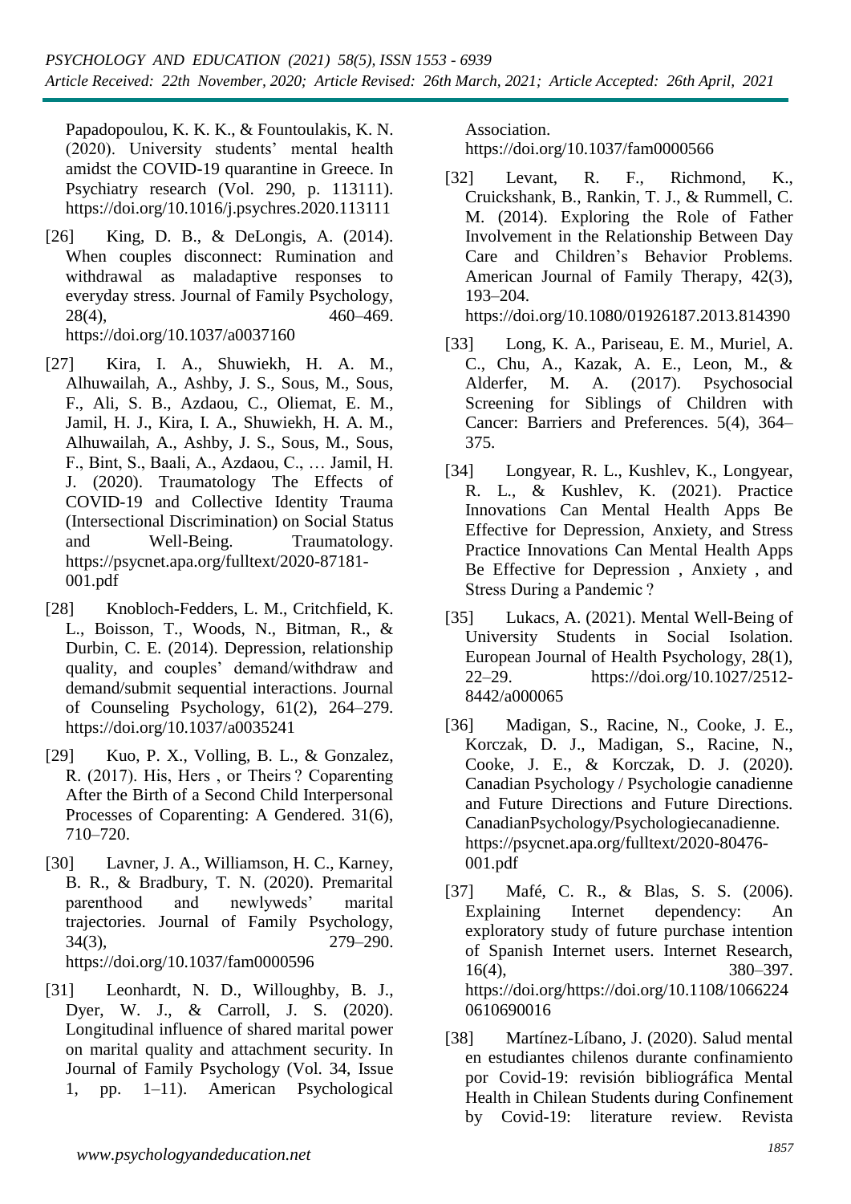Papadopoulou, K. K. K., & Fountoulakis, K. N. (2020). University students' mental health amidst the COVID-19 quarantine in Greece. In Psychiatry research (Vol. 290, p. 113111). https://doi.org/10.1016/j.psychres.2020.113111

[26] King, D. B., & DeLongis, A. (2014). When couples disconnect: Rumination and withdrawal as maladaptive responses to everyday stress. Journal of Family Psychology, 28(4), 460–469. https://doi.org/10.1037/a0037160

[27] Kira, I. A., Shuwiekh, H. A. M., Alhuwailah, A., Ashby, J. S., Sous, M., Sous, F., Ali, S. B., Azdaou, C., Oliemat, E. M., Jamil, H. J., Kira, I. A., Shuwiekh, H. A. M., Alhuwailah, A., Ashby, J. S., Sous, M., Sous, F., Bint, S., Baali, A., Azdaou, C., … Jamil, H. J. (2020). Traumatology The Effects of COVID-19 and Collective Identity Trauma (Intersectional Discrimination) on Social Status and Well-Being. Traumatology. https://psycnet.apa.org/fulltext/2020-87181-001.pdf

[28] Knobloch-Fedders, L. M., Critchfield, K. L., Boisson, T., Woods, N., Bitman, R., & Durbin, C. E. (2014). Depression, relationship quality, and couples' demand/withdraw and demand/submit sequential interactions. Journal of Counseling Psychology, 61(2), 264–279. https://doi.org/10.1037/a0035241

[29] Kuo, P. X., Volling, B. L., & Gonzalez, R. (2017). His, Hers , or Theirs ? Coparenting After the Birth of a Second Child Interpersonal Processes of Coparenting: A Gendered. 31(6), 710–720.

[30] Lavner, J. A., Williamson, H. C., Karney, B. R., & Bradbury, T. N. (2020). Premarital parenthood and newlyweds' marital trajectories. Journal of Family Psychology, 34(3), 279–290. https://doi.org/10.1037/fam0000596

[31] Leonhardt, N. D., Willoughby, B. J., Dyer, W. J., & Carroll, J. S. (2020). Longitudinal influence of shared marital power on marital quality and attachment security. In Journal of Family Psychology (Vol. 34, Issue 1, pp. 1–11). American Psychological Association. https://doi.org/10.1037/fam0000566

[32] Levant, R. F., Richmond, K., Cruickshank, B., Rankin, T. J., & Rummell, C. M. (2014). Exploring the Role of Father Involvement in the Relationship Between Day Care and Children's Behavior Problems. American Journal of Family Therapy, 42(3), 193–204. https://doi.org/10.1080/01926187.2013.814390

[33] Long, K. A., Pariseau, E. M., Muriel, A. C., Chu, A., Kazak, A. E., Leon, M., & Alderfer, M. A. (2017). Psychosocial Screening for Siblings of Children with Cancer: Barriers and Preferences. 5(4), 364–375.

[34] Longyear, R. L., Kushlev, K., Longyear, R. L., & Kushlev, K. (2021). Practice Innovations Can Mental Health Apps Be Effective for Depression, Anxiety, and Stress Practice Innovations Can Mental Health Apps Be Effective for Depression , Anxiety , and Stress During a Pandemic ?

[35] Lukacs, A. (2021). Mental Well-Being of University Students in Social Isolation. European Journal of Health Psychology, 28(1), 22–29. https://doi.org/10.1027/2512-8442/a000065

[36] Madigan, S., Racine, N., Cooke, J. E., Korczak, D. J., Madigan, S., Racine, N., Cooke, J. E., & Korczak, D. J. (2020). Canadian Psychology / Psychologie canadienne and Future Directions and Future Directions. CanadianPsychology/Psychologiecanadienne. https://psycnet.apa.org/fulltext/2020-80476-001.pdf

[37] Mafé, C. R., & Blas, S. S. (2006). Explaining Internet dependency: An exploratory study of future purchase intention of Spanish Internet users. Internet Research, 16(4), 380–397. https://doi.org/https://doi.org/10.1108/10662240610690016

[38] Martínez-Líbano, J. (2020). Salud mental en estudiantes chilenos durante confinamiento por Covid-19: revisión bibliográfica Mental Health in Chilean Students during Confinement by Covid-19: literature review. Revista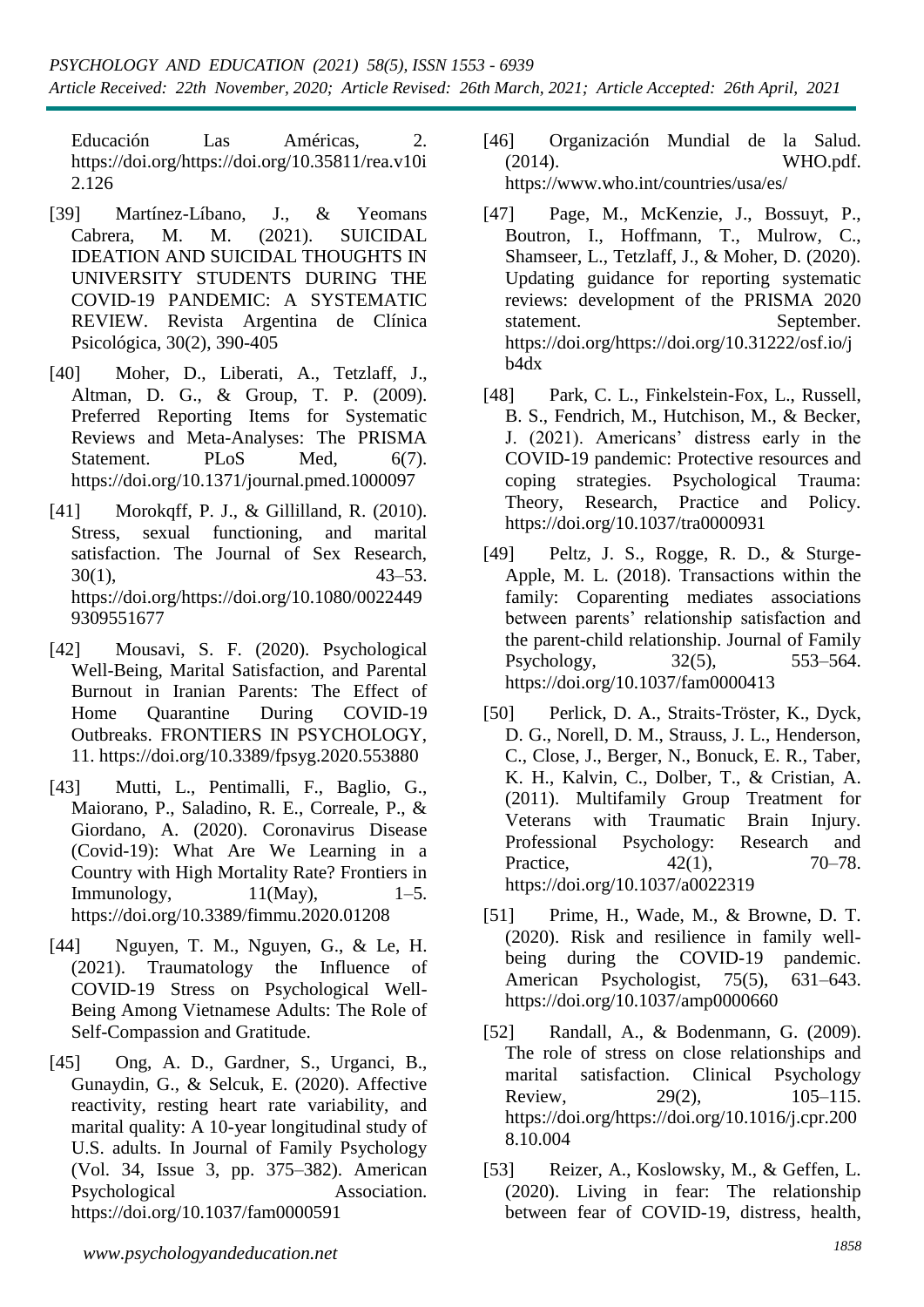Educación Las Américas, 2. https://doi.org/https://doi.org/10.35811/rea.v10i2.126

[39] Martínez-Líbano, J., & Yeomans Cabrera, M. M. (2021). SUICIDAL IDEATION AND SUICIDAL THOUGHTS IN UNIVERSITY STUDENTS DURING THE COVID-19 PANDEMIC: A SYSTEMATIC REVIEW. Revista Argentina de Clínica Psicológica, 30(2), 390-405

[40] Moher, D., Liberati, A., Tetzlaff, J., Altman, D. G., & Group, T. P. (2009). Preferred Reporting Items for Systematic Reviews and Meta-Analyses: The PRISMA Statement. PLoS Med, 6(7). https://doi.org/10.1371/journal.pmed.1000097

[41] Morokqff, P. J., & Gillilland, R. (2010). Stress, sexual functioning, and marital satisfaction. The Journal of Sex Research, 30(1), 43–53. https://doi.org/https://doi.org/10.1080/00224499309551677

[42] Mousavi, S. F. (2020). Psychological Well-Being, Marital Satisfaction, and Parental Burnout in Iranian Parents: The Effect of Home Quarantine During COVID-19 Outbreaks. FRONTIERS IN PSYCHOLOGY, 11. https://doi.org/10.3389/fpsyg.2020.553880

[43] Mutti, L., Pentimalli, F., Baglio, G., Maiorano, P., Saladino, R. E., Correale, P., & Giordano, A. (2020). Coronavirus Disease (Covid-19): What Are We Learning in a Country with High Mortality Rate? Frontiers in Immunology, 11(May), 1–5. https://doi.org/10.3389/fimmu.2020.01208

[44] Nguyen, T. M., Nguyen, G., & Le, H. (2021). Traumatology the Influence of COVID-19 Stress on Psychological Well-Being Among Vietnamese Adults: The Role of Self-Compassion and Gratitude.

[45] Ong, A. D., Gardner, S., Urganci, B., Gunaydin, G., & Selcuk, E. (2020). Affective reactivity, resting heart rate variability, and marital quality: A 10-year longitudinal study of U.S. adults. In Journal of Family Psychology (Vol. 34, Issue 3, pp. 375–382). American Psychological Association. https://doi.org/10.1037/fam0000591

[46] Organización Mundial de la Salud. (2014). WHO.pdf. https://www.who.int/countries/usa/es/

[47] Page, M., McKenzie, J., Bossuyt, P., Boutron, I., Hoffmann, T., Mulrow, C., Shamseer, L., Tetzlaff, J., & Moher, D. (2020). Updating guidance for reporting systematic reviews: development of the PRISMA 2020 statement. September. https://doi.org/https://doi.org/10.31222/osf.io/jb4dx

[48] Park, C. L., Finkelstein-Fox, L., Russell, B. S., Fendrich, M., Hutchison, M., & Becker, J. (2021). Americans' distress early in the COVID-19 pandemic: Protective resources and coping strategies. Psychological Trauma: Theory, Research, Practice and Policy. https://doi.org/10.1037/tra0000931

[49] Peltz, J. S., Rogge, R. D., & Sturge-Apple, M. L. (2018). Transactions within the family: Coparenting mediates associations between parents' relationship satisfaction and the parent-child relationship. Journal of Family Psychology, 32(5), 553–564. https://doi.org/10.1037/fam0000413

[50] Perlick, D. A., Straits-Tröster, K., Dyck, D. G., Norell, D. M., Strauss, J. L., Henderson, C., Close, J., Berger, N., Bonuck, E. R., Taber, K. H., Kalvin, C., Dolber, T., & Cristian, A. (2011). Multifamily Group Treatment for Veterans with Traumatic Brain Injury. Professional Psychology: Research and Practice, 42(1), 70–78. https://doi.org/10.1037/a0022319

[51] Prime, H., Wade, M., & Browne, D. T. (2020). Risk and resilience in family well-being during the COVID-19 pandemic. American Psychologist, 75(5), 631–643. https://doi.org/10.1037/amp0000660

[52] Randall, A., & Bodenmann, G. (2009). The role of stress on close relationships and marital satisfaction. Clinical Psychology Review, 29(2), 105–115. https://doi.org/https://doi.org/10.1016/j.cpr.2008.10.004

[53] Reizer, A., Koslowsky, M., & Geffen, L. (2020). Living in fear: The relationship between fear of COVID-19, distress, health,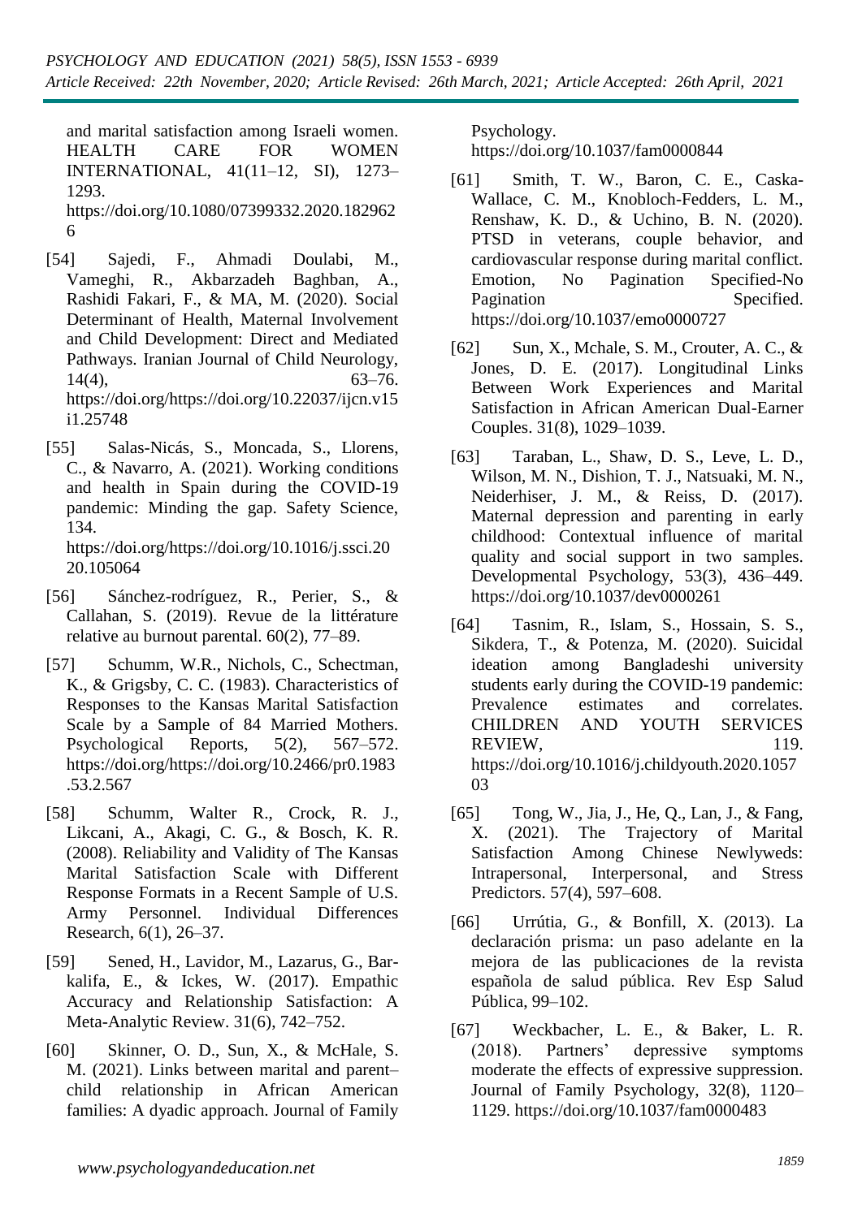and marital satisfaction among Israeli women. HEALTH CARE FOR WOMEN INTERNATIONAL, 41(11–12, SI), 1273–1293. https://doi.org/10.1080/07399332.2020.1829626

[54] Sajedi, F., Ahmadi Doulabi, M., Vameghi, R., Akbarzadeh Baghban, A., Rashidi Fakari, F., & MA, M. (2020). Social Determinant of Health, Maternal Involvement and Child Development: Direct and Mediated Pathways. Iranian Journal of Child Neurology, 14(4), 63–76. https://doi.org/https://doi.org/10.22037/ijcn.v15i1.25748

[55] Salas-Nicás, S., Moncada, S., Llorens, C., & Navarro, A. (2021). Working conditions and health in Spain during the COVID-19 pandemic: Minding the gap. Safety Science, 134. https://doi.org/https://doi.org/10.1016/j.ssci.2020.105064

[56] Sánchez-rodríguez, R., Perier, S., & Callahan, S. (2019). Revue de la littérature relative au burnout parental. 60(2), 77–89.

[57] Schumm, W.R., Nichols, C., Schectman, K., & Grigsby, C. C. (1983). Characteristics of Responses to the Kansas Marital Satisfaction Scale by a Sample of 84 Married Mothers. Psychological Reports, 5(2), 567–572. https://doi.org/https://doi.org/10.2466/pr0.1983.53.2.567

[58] Schumm, Walter R., Crock, R. J., Likcani, A., Akagi, C. G., & Bosch, K. R. (2008). Reliability and Validity of The Kansas Marital Satisfaction Scale with Different Response Formats in a Recent Sample of U.S. Army Personnel. Individual Differences Research, 6(1), 26–37.

[59] Sened, H., Lavidor, M., Lazarus, G., Bar-kalifa, E., & Ickes, W. (2017). Empathic Accuracy and Relationship Satisfaction: A Meta-Analytic Review. 31(6), 742–752.

[60] Skinner, O. D., Sun, X., & McHale, S. M. (2021). Links between marital and parent–child relationship in African American families: A dyadic approach. Journal of Family Psychology. https://doi.org/10.1037/fam0000844

[61] Smith, T. W., Baron, C. E., Caska-Wallace, C. M., Knobloch-Fedders, L. M., Renshaw, K. D., & Uchino, B. N. (2020). PTSD in veterans, couple behavior, and cardiovascular response during marital conflict. Emotion, No Pagination Specified-No Pagination Specified. https://doi.org/10.1037/emo0000727

[62] Sun, X., Mchale, S. M., Crouter, A. C., & Jones, D. E. (2017). Longitudinal Links Between Work Experiences and Marital Satisfaction in African American Dual-Earner Couples. 31(8), 1029–1039.

[63] Taraban, L., Shaw, D. S., Leve, L. D., Wilson, M. N., Dishion, T. J., Natsuaki, M. N., Neiderhiser, J. M., & Reiss, D. (2017). Maternal depression and parenting in early childhood: Contextual influence of marital quality and social support in two samples. Developmental Psychology, 53(3), 436–449. https://doi.org/10.1037/dev0000261

[64] Tasnim, R., Islam, S., Hossain, S. S., Sikdera, T., & Potenza, M. (2020). Suicidal ideation among Bangladeshi university students early during the COVID-19 pandemic: Prevalence estimates and correlates. CHILDREN AND YOUTH SERVICES REVIEW, 119. https://doi.org/10.1016/j.childyouth.2020.105703

[65] Tong, W., Jia, J., He, Q., Lan, J., & Fang, X. (2021). The Trajectory of Marital Satisfaction Among Chinese Newlyweds: Intrapersonal, Interpersonal, and Stress Predictors. 57(4), 597–608.

[66] Urrútia, G., & Bonfill, X. (2013). La declaración prisma: un paso adelante en la mejora de las publicaciones de la revista española de salud pública. Rev Esp Salud Pública, 99–102.

[67] Weckbacher, L. E., & Baker, L. R. (2018). Partners' depressive symptoms moderate the effects of expressive suppression. Journal of Family Psychology, 32(8), 1120–1129. https://doi.org/10.1037/fam0000483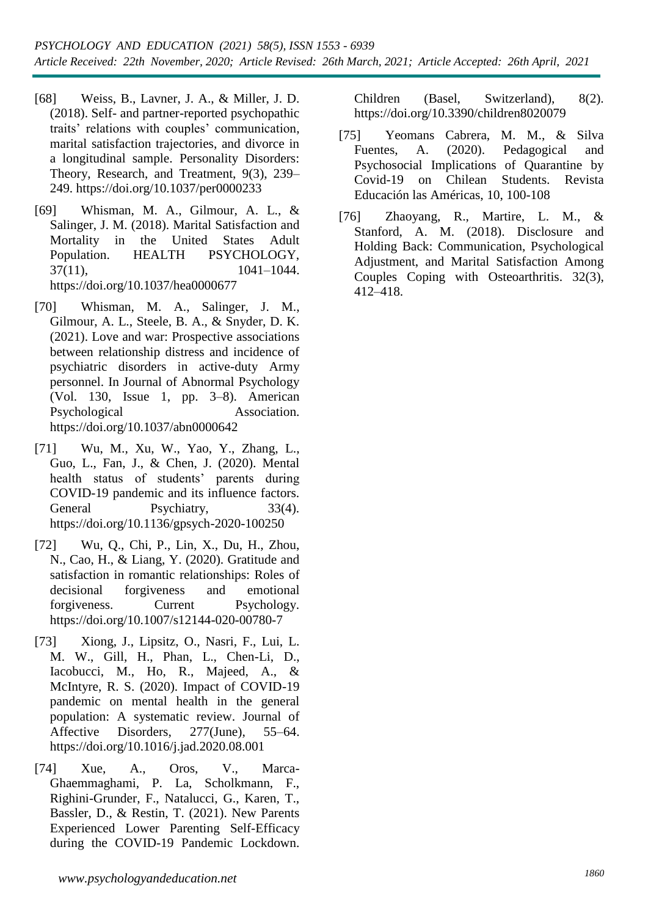[68] Weiss, B., Lavner, J. A., & Miller, J. D. (2018). Self- and partner-reported psychopathic traits' relations with couples' communication, marital satisfaction trajectories, and divorce in a longitudinal sample. Personality Disorders: Theory, Research, and Treatment, 9(3), 239–249. https://doi.org/10.1037/per0000233

[69] Whisman, M. A., Gilmour, A. L., & Salinger, J. M. (2018). Marital Satisfaction and Mortality in the United States Adult Population. HEALTH PSYCHOLOGY, 37(11), 1041–1044. https://doi.org/10.1037/hea0000677

[70] Whisman, M. A., Salinger, J. M., Gilmour, A. L., Steele, B. A., & Snyder, D. K. (2021). Love and war: Prospective associations between relationship distress and incidence of psychiatric disorders in active-duty Army personnel. In Journal of Abnormal Psychology (Vol. 130, Issue 1, pp. 3–8). American Psychological Association. https://doi.org/10.1037/abn0000642

[71] Wu, M., Xu, W., Yao, Y., Zhang, L., Guo, L., Fan, J., & Chen, J. (2020). Mental health status of students' parents during COVID-19 pandemic and its influence factors. General Psychiatry, 33(4). https://doi.org/10.1136/gpsych-2020-100250

[72] Wu, Q., Chi, P., Lin, X., Du, H., Zhou, N., Cao, H., & Liang, Y. (2020). Gratitude and satisfaction in romantic relationships: Roles of decisional forgiveness and emotional forgiveness. Current Psychology. https://doi.org/10.1007/s12144-020-00780-7

[73] Xiong, J., Lipsitz, O., Nasri, F., Lui, L. M. W., Gill, H., Phan, L., Chen-Li, D., Iacobucci, M., Ho, R., Majeed, A., & McIntyre, R. S. (2020). Impact of COVID-19 pandemic on mental health in the general population: A systematic review. Journal of Affective Disorders, 277(June), 55–64. https://doi.org/10.1016/j.jad.2020.08.001

[74] Xue, A., Oros, V., Marca-Ghaemmaghami, P. La, Scholkmann, F., Righini-Grunder, F., Natalucci, G., Karen, T., Bassler, D., & Restin, T. (2021). New Parents Experienced Lower Parenting Self-Efficacy during the COVID-19 Pandemic Lockdown. Children (Basel, Switzerland), 8(2). https://doi.org/10.3390/children8020079

[75] Yeomans Cabrera, M. M., & Silva Fuentes, A. (2020). Pedagogical and Psychosocial Implications of Quarantine by Covid-19 on Chilean Students. Revista Educación las Américas, 10, 100-108

[76] Zhaoyang, R., Martire, L. M., & Stanford, A. M. (2018). Disclosure and Holding Back: Communication, Psychological Adjustment, and Marital Satisfaction Among Couples Coping with Osteoarthritis. 32(3), 412–418.